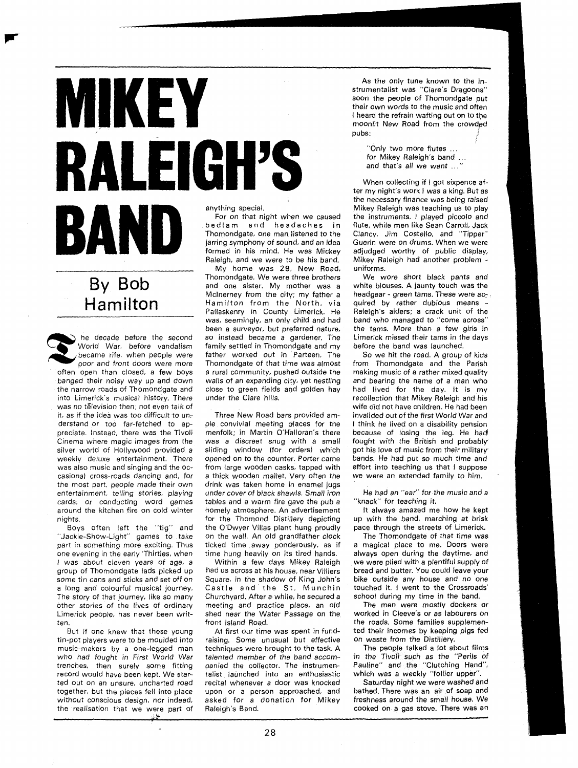# MIKEY RALEIGH'S BAND

## By Bob Hamilton

The decade before the second World War, before vandalism became rife, when people were poor and front doors were more often open than closed, a few boys banged their noisy way up and down the narrow roads of Thomondgate and into Limerick's musical history. There was no television then; not even talk of it, as if the idea was too difficult to understand or too far-fetched to appreciate. Instead, there was the Tivoli Cinema where magic images from the silver world of Hollywood provided a weekly deluxe entertainment. There was also music and singing and the occasional cross-roads dancing and, for the most part, people made their own entertainment, telling stories, playing cards, or conducting word games around the kitchen fire on cold winter nights.

Boys often left the "tig" and "Jackie-Show-Light" games to take part in something more exciting. Thus one evening in the early 'Thirties, when I was about eleven years of age, a group of Thomondgate lads picked up some tin cans and sticks and set off on a long and colourful musical journey. The story of that journey, like so many other stories of the lives of ordinary Limerick people, has never been written.

But if one knew that these young tin-pot players were to be moulded into music-makers by a one-legged man who had fought in First World War trenches, then surely some fitting record would have been kept. We started out on an unsure, uncharted road together, but the pieces fell into place without conscious design, nor indeed, the realisation that we were part of anything special.

For on that night when we caused bedlam and headaches in Thomondgate, one man listened to the jarring symphony of sound, and an idea formed in his mind. He was Mickey Raleigh, and we were to be his band.

My home was 29, New Road, Thomondgate. We were three brothers and one sister. My mother was a McInerney from the city; my father a Hamilton from the North, via Pallaskenry in County Limerick. He was, seemingly, an only child and had been a surveyor, but preferred nature, so instead became a gardener. The family settled in Thomondgate and my father worked out in Parteen. The Thomondgate of that time was almost a rural community, pushed outside the walls of an expanding city, yet nestling close to green fields and golden hay under the Clare hills.

Three New Road bars provided ample convivial meeting places for the menfolk; in Martin O'Halloran's there was a discreet snug with a small sliding window (for orders) which opened on to the counter. Porter came from large wooden casks, tapped with a thick wooden mallet. Very often the drink was taken home in enamel jugs under cover of black shawls. Small iron tables and a warm fire gave the pub a homely atmosphere. An advertisement for the Thomond Distillery depicting the O'Dwyer Villas plant hung proudly on the wall. An old grandfather clock ticked time away ponderously, as if time hung heavily on its tired hands.

Within a few days Mikey Raleigh had us across at his house, near Villiers Square, in the shadow of King John's Castle and the St. Munchin Churchyard. After a while, he secured a meeting and practice place, an old shed near the Water Passage on the front Island Road.

At first our time was spent in fund-raising. Some unusual but effective techniques were brought to the task. A talented member of the band accompanied the collector. The instrumentalist launched into an enthusiastic recital whenever a door was knocked upon or a person approached, and asked for a donation for Mikey Raleigh's Band.

As the only tune known to the instrumentalist was "Clare's Dragoons" soon the people of Thomondgate put their own words to the music and often I heard the refrain wafting out on to the moonlit New Road from the crowded pubs:

> "Only two more flutes ...
> for Mikey Raleigh's band ...
> and that's all we want ..."

When collecting if I got sixpence after my night's work I was a king. But as the necessary finance was being raised Mikey Raleigh was teaching us to play the instruments. I played piccolo and flute, while men like Sean Carroll, Jack Clancy, Jim Costello, and "Tipper" Guerin were on drums. When we were adjudged worthy of public display, Mikey Raleigh had another problem - uniforms.

We wore short black pants and white blouses. A jaunty touch was the headgear - green tams. These were acquired by rather dubious means - Raleigh's aiders; a crack unit of the band who managed to "come across" the tams. More than a few girls in Limerick missed their tams in the days before the band was launched.

So we hit the road. A group of kids from Thomondgate and the Parish making music of a rather mixed quality and bearing the name of a man who had lived for the day. It is my recollection that Mikey Raleigh and his wife did not have children. He had been invalided out of the first World War and I think he lived on a disability pension because of losing the leg. He had fought with the British and probably got his love of music from their military bands. He had put so much time and effort into teaching us that I suppose we were an extended family to him.

He had an "ear" for the music and a "knack" for teaching it.

It always amazed me how he kept up with the band, marching at brisk pace through the streets of Limerick.

The Thomondgate of that time was a magical place to me. Doors were always open during the daytime, and we were plied with a plentiful supply of bread and butter. You could leave your bike outside any house and no one touched it. I went to the Crossroads' school during my time in the band.

The men were mostly dockers or worked in Cleeve's or as labourers on the roads. Some families supplemented their incomes by keeping pigs fed on waste from the Distillery.

The people talked a lot about films in the Tivoli such as the "Perils of Pauline" and the "Clutching Hand", which was a weekly "follier upper".

Saturday night we were washed and bathed. There was an air of soap and freshness around the small house. We cooked on a gas stove. There was an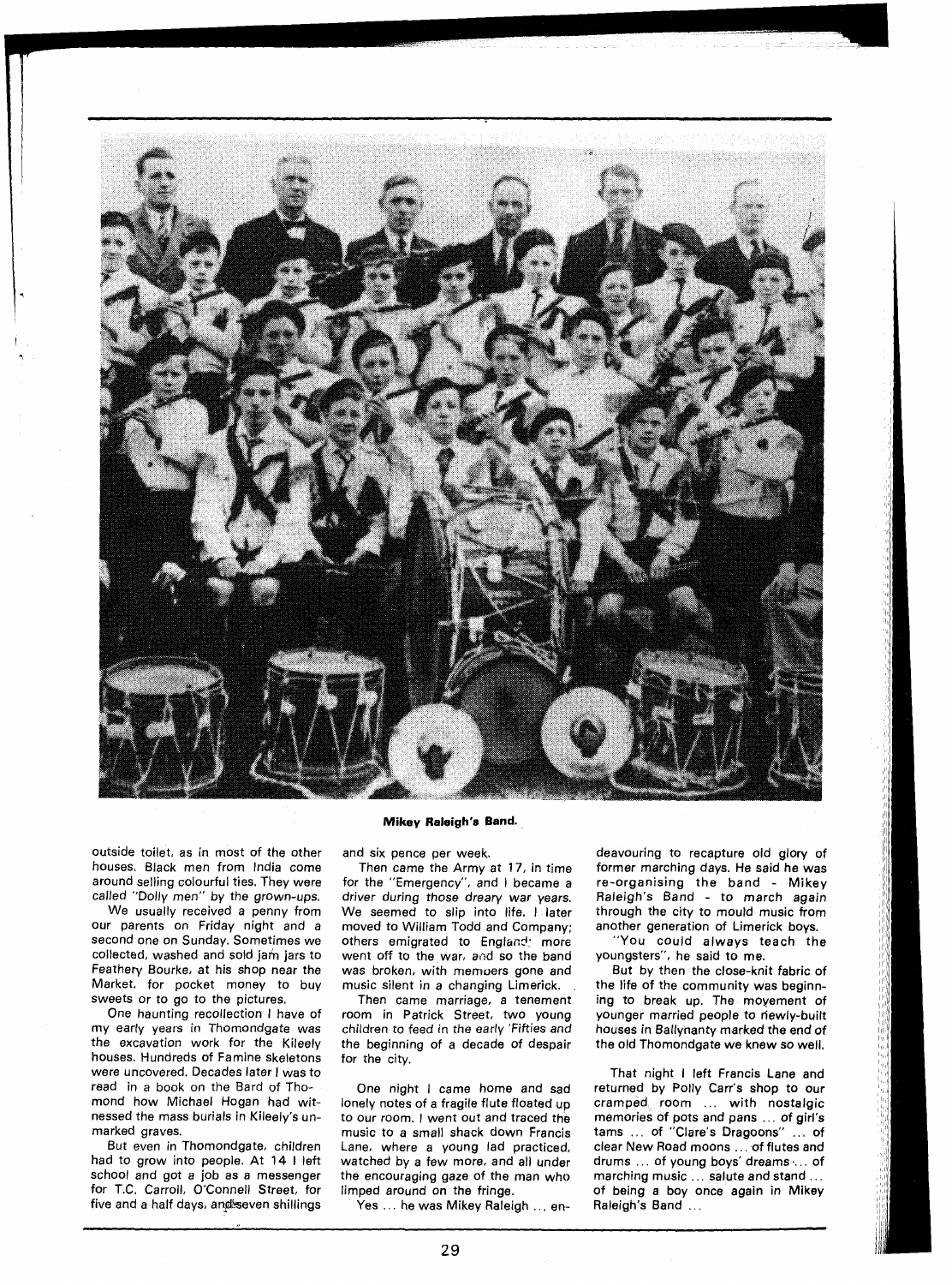**Mikey Raleigh's Band.**

outside toilet, as in most of the other houses. Black men from India come around selling colourful ties. They were called "Dolly men" by the grown-ups.

We usually received a penny from our parents on Friday night and a second one on Sunday. Sometimes we collected, washed and sold jam jars to Feathery Bourke, at his shop near the Market, for pocket money to buy sweets or to go to the pictures.

One haunting recollection I have of my early years in Thomondgate was the excavation work for the Kileely houses. Hundreds of Famine skeletons were uncovered. Decades later I was to read in a book on the Bard of Thomond how Michael Hogan had witnessed the mass burials in Kileely's unmarked graves.

But even in Thomondgate, children had to grow into people. At 14 I left school and got a job as a messenger for T.C. Carroll, O'Connell Street, for five and a half days, and seven shillings and six pence per week.

Then came the Army at 17, in time for the "Emergency", and I became a driver during those dreary war years. We seemed to slip into life. I later moved to William Todd and Company; others emigrated to England; more went off to the war, and so the band was broken, with members gone and music silent in a changing Limerick.

Then came marriage, a tenement room in Patrick Street, two young children to feed in the early 'Fifties and the beginning of a decade of despair for the city.

One night I came home and sad lonely notes of a fragile flute floated up to our room. I went out and traced the music to a small shack down Francis Lane, where a young lad practiced, watched by a few more, and all under the encouraging gaze of the man who limped around on the fringe.

Yes ... he was Mikey Raleigh ... endeavouring to recapture old glory of former marching days. He said he was re-organising the band - Mikey Raleigh's Band - to march again through the city to mould music from another generation of Limerick boys.

"You could always teach the youngsters", he said to me.

But by then the close-knit fabric of the life of the community was beginning to break up. The movement of younger married people to newly-built houses in Ballynanty marked the end of the old Thomondgate we knew so well.

That night I left Francis Lane and returned by Polly Carr's shop to our cramped room ... with nostalgic memories of pots and pans ... of girl's tams ... of "Clare's Dragoons" ... of clear New Road moons ... of flutes and drums ... of young boys' dreams ... of marching music ... salute and stand ... of being a boy once again in Mikey Raleigh's Band ...